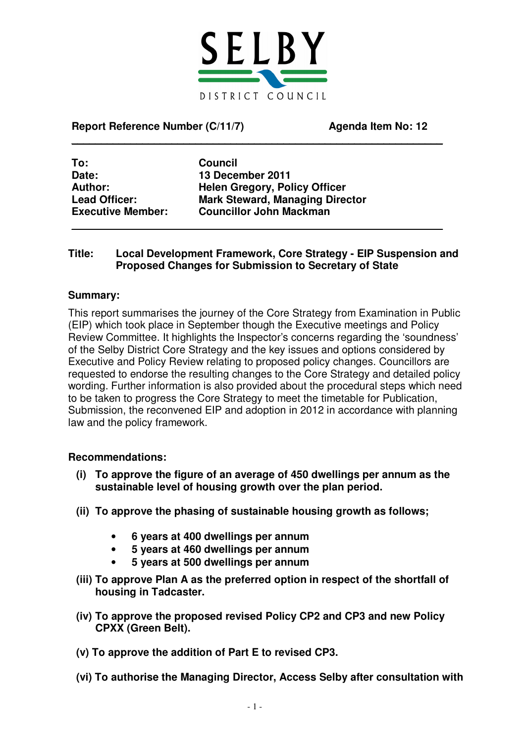SELBY

DISTRICT COUNCIL

**Report Reference Number (C/11/7)** **Agenda Item No: 12**

---

| | |
|---|---|
| **To:** | **Council** |
| **Date:** | **13 December 2011** |
| **Author:** | **Helen Gregory, Policy Officer** |
| **Lead Officer:** | **Mark Steward, Managing Director** |
| **Executive Member:** | **Councillor John Mackman** |

---

**Title:** **Local Development Framework, Core Strategy - EIP Suspension and Proposed Changes for Submission to Secretary of State**

**Summary:**

This report summarises the journey of the Core Strategy from Examination in Public (EIP) which took place in September though the Executive meetings and Policy Review Committee. It highlights the Inspector's concerns regarding the 'soundness' of the Selby District Core Strategy and the key issues and options considered by Executive and Policy Review relating to proposed policy changes. Councillors are requested to endorse the resulting changes to the Core Strategy and detailed policy wording. Further information is also provided about the procedural steps which need to be taken to progress the Core Strategy to meet the timetable for Publication, Submission, the reconvened EIP and adoption in 2012 in accordance with planning law and the policy framework.

**Recommendations:**

**(i) To approve the figure of an average of 450 dwellings per annum as the sustainable level of housing growth over the plan period.**

**(ii) To approve the phasing of sustainable housing growth as follows;**

- **6 years at 400 dwellings per annum**
- **5 years at 460 dwellings per annum**
- **5 years at 500 dwellings per annum**

**(iii) To approve Plan A as the preferred option in respect of the shortfall of housing in Tadcaster.**

**(iv) To approve the proposed revised Policy CP2 and CP3 and new Policy CPXX (Green Belt).**

**(v) To approve the addition of Part E to revised CP3.**

**(vi) To authorise the Managing Director, Access Selby after consultation with**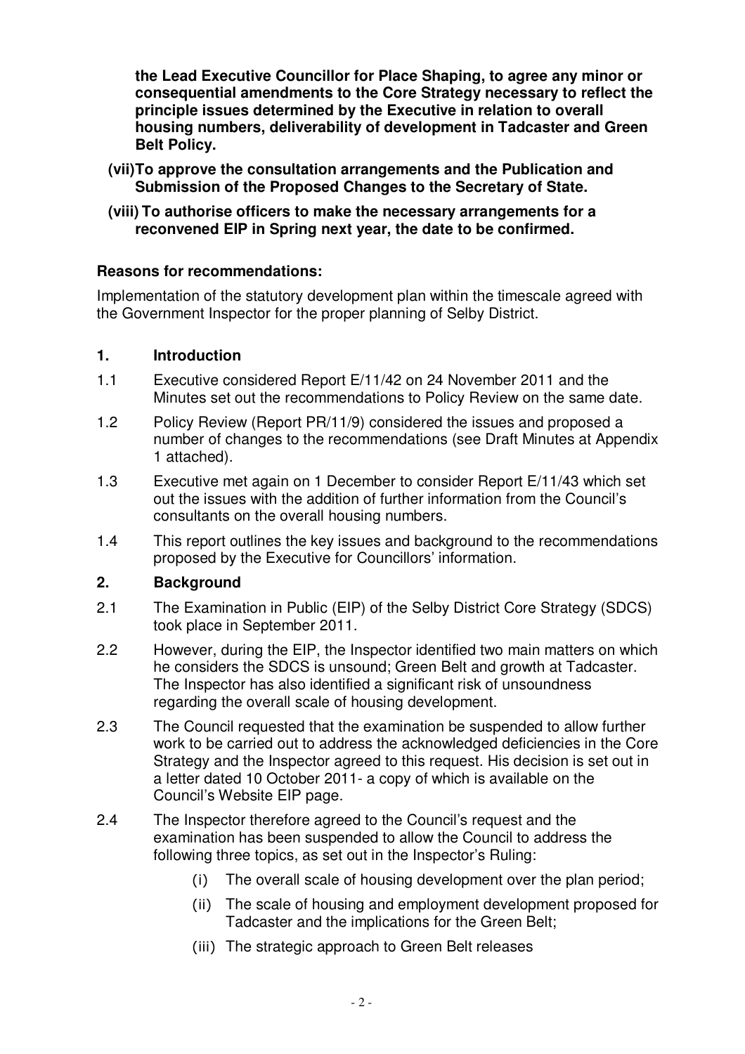**the Lead Executive Councillor for Place Shaping, to agree any minor or consequential amendments to the Core Strategy necessary to reflect the principle issues determined by the Executive in relation to overall housing numbers, deliverability of development in Tadcaster and Green Belt Policy.**

**(vii) To approve the consultation arrangements and the Publication and Submission of the Proposed Changes to the Secretary of State.**

**(viii) To authorise officers to make the necessary arrangements for a reconvened EIP in Spring next year, the date to be confirmed.**

**Reasons for recommendations:**

Implementation of the statutory development plan within the timescale agreed with the Government Inspector for the proper planning of Selby District.

## 1. Introduction

1.1 Executive considered Report E/11/42 on 24 November 2011 and the Minutes set out the recommendations to Policy Review on the same date.

1.2 Policy Review (Report PR/11/9) considered the issues and proposed a number of changes to the recommendations (see Draft Minutes at Appendix 1 attached).

1.3 Executive met again on 1 December to consider Report E/11/43 which set out the issues with the addition of further information from the Council's consultants on the overall housing numbers.

1.4 This report outlines the key issues and background to the recommendations proposed by the Executive for Councillors' information.

## 2. Background

2.1 The Examination in Public (EIP) of the Selby District Core Strategy (SDCS) took place in September 2011.

2.2 However, during the EIP, the Inspector identified two main matters on which he considers the SDCS is unsound; Green Belt and growth at Tadcaster. The Inspector has also identified a significant risk of unsoundness regarding the overall scale of housing development.

2.3 The Council requested that the examination be suspended to allow further work to be carried out to address the acknowledged deficiencies in the Core Strategy and the Inspector agreed to this request. His decision is set out in a letter dated 10 October 2011- a copy of which is available on the Council's Website EIP page.

2.4 The Inspector therefore agreed to the Council's request and the examination has been suspended to allow the Council to address the following three topics, as set out in the Inspector's Ruling:

(i) The overall scale of housing development over the plan period;

(ii) The scale of housing and employment development proposed for Tadcaster and the implications for the Green Belt;

(iii) The strategic approach to Green Belt releases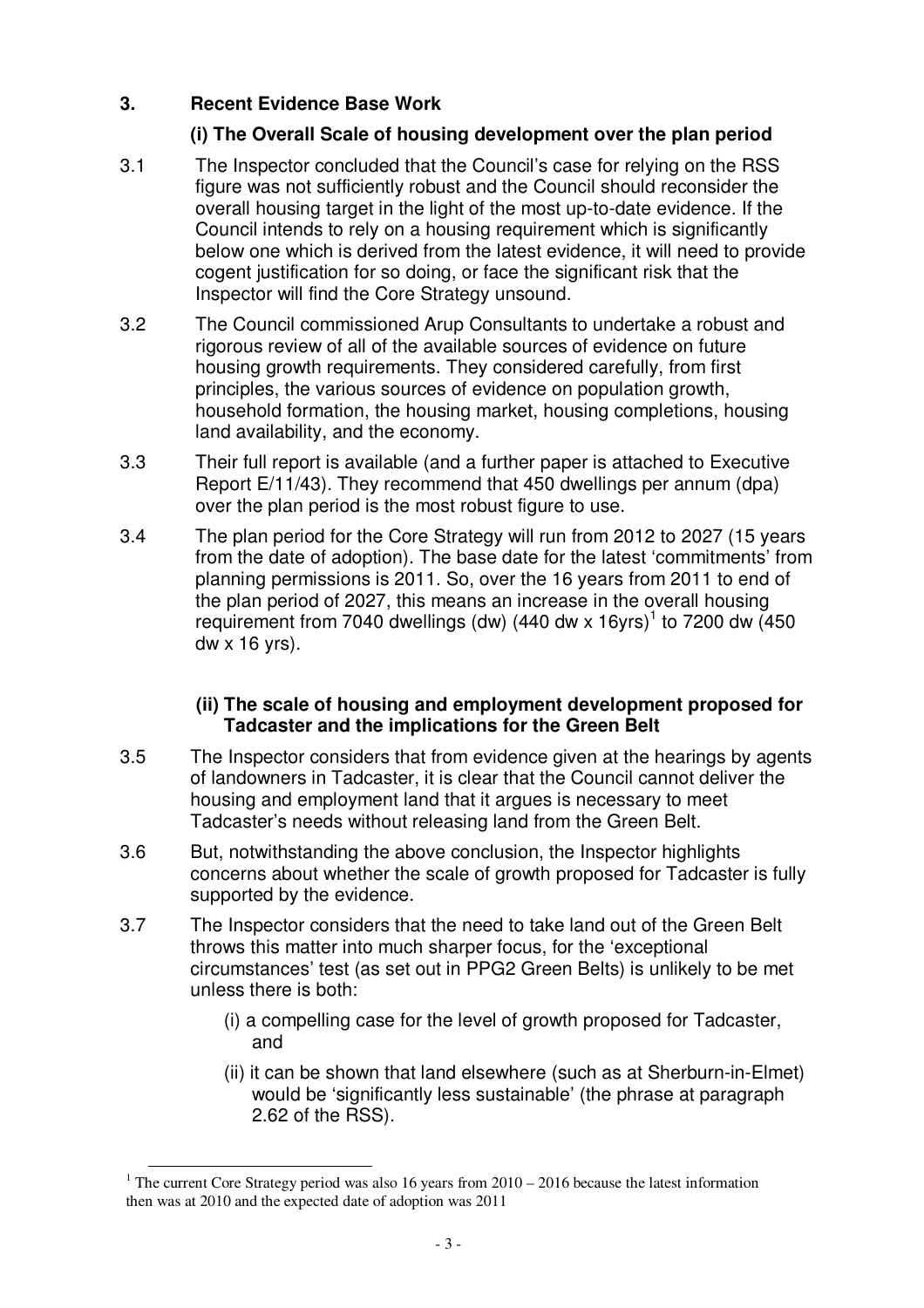## 3. Recent Evidence Base Work

### (i) The Overall Scale of housing development over the plan period

3.1 The Inspector concluded that the Council's case for relying on the RSS figure was not sufficiently robust and the Council should reconsider the overall housing target in the light of the most up-to-date evidence. If the Council intends to rely on a housing requirement which is significantly below one which is derived from the latest evidence, it will need to provide cogent justification for so doing, or face the significant risk that the Inspector will find the Core Strategy unsound.

3.2 The Council commissioned Arup Consultants to undertake a robust and rigorous review of all of the available sources of evidence on future housing growth requirements. They considered carefully, from first principles, the various sources of evidence on population growth, household formation, the housing market, housing completions, housing land availability, and the economy.

3.3 Their full report is available (and a further paper is attached to Executive Report E/11/43). They recommend that 450 dwellings per annum (dpa) over the plan period is the most robust figure to use.

3.4 The plan period for the Core Strategy will run from 2012 to 2027 (15 years from the date of adoption). The base date for the latest 'commitments' from planning permissions is 2011. So, over the 16 years from 2011 to end of the plan period of 2027, this means an increase in the overall housing requirement from 7040 dwellings (dw) (440 dw x 16yrs)[1] to 7200 dw (450 dw x 16 yrs).

### (ii) The scale of housing and employment development proposed for Tadcaster and the implications for the Green Belt

3.5 The Inspector considers that from evidence given at the hearings by agents of landowners in Tadcaster, it is clear that the Council cannot deliver the housing and employment land that it argues is necessary to meet Tadcaster's needs without releasing land from the Green Belt.

3.6 But, notwithstanding the above conclusion, the Inspector highlights concerns about whether the scale of growth proposed for Tadcaster is fully supported by the evidence.

3.7 The Inspector considers that the need to take land out of the Green Belt throws this matter into much sharper focus, for the 'exceptional circumstances' test (as set out in PPG2 Green Belts) is unlikely to be met unless there is both:

- (i) a compelling case for the level of growth proposed for Tadcaster, and
- (ii) it can be shown that land elsewhere (such as at Sherburn-in-Elmet) would be 'significantly less sustainable' (the phrase at paragraph 2.62 of the RSS).

---

[1] The current Core Strategy period was also 16 years from 2010 – 2016 because the latest information then was at 2010 and the expected date of adoption was 2011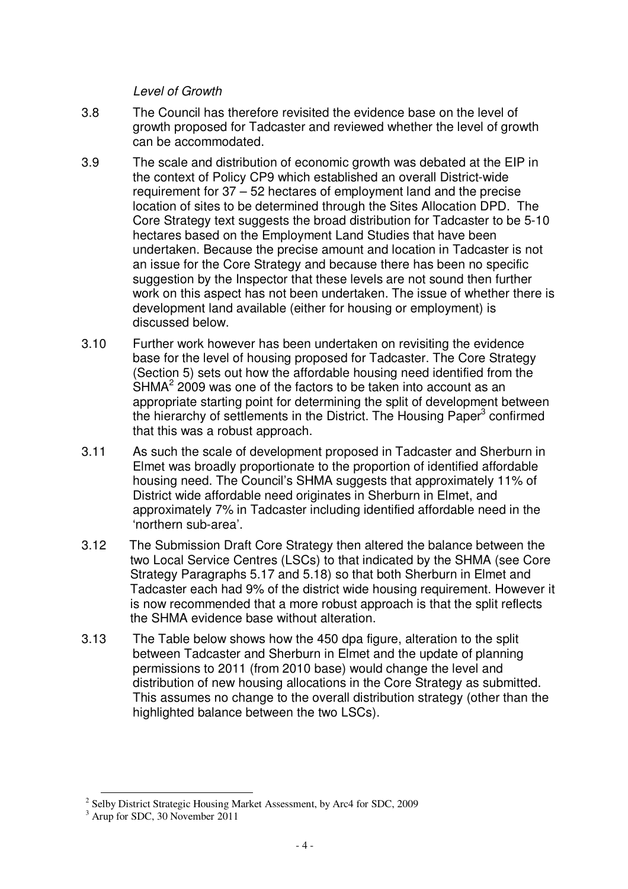*Level of Growth*

3.8 The Council has therefore revisited the evidence base on the level of growth proposed for Tadcaster and reviewed whether the level of growth can be accommodated.

3.9 The scale and distribution of economic growth was debated at the EIP in the context of Policy CP9 which established an overall District-wide requirement for 37 – 52 hectares of employment land and the precise location of sites to be determined through the Sites Allocation DPD. The Core Strategy text suggests the broad distribution for Tadcaster to be 5-10 hectares based on the Employment Land Studies that have been undertaken. Because the precise amount and location in Tadcaster is not an issue for the Core Strategy and because there has been no specific suggestion by the Inspector that these levels are not sound then further work on this aspect has not been undertaken. The issue of whether there is development land available (either for housing or employment) is discussed below.

3.10 Further work however has been undertaken on revisiting the evidence base for the level of housing proposed for Tadcaster. The Core Strategy (Section 5) sets out how the affordable housing need identified from the SHMA[2] 2009 was one of the factors to be taken into account as an appropriate starting point for determining the split of development between the hierarchy of settlements in the District. The Housing Paper[3] confirmed that this was a robust approach.

3.11 As such the scale of development proposed in Tadcaster and Sherburn in Elmet was broadly proportionate to the proportion of identified affordable housing need. The Council's SHMA suggests that approximately 11% of District wide affordable need originates in Sherburn in Elmet, and approximately 7% in Tadcaster including identified affordable need in the 'northern sub-area'.

3.12 The Submission Draft Core Strategy then altered the balance between the two Local Service Centres (LSCs) to that indicated by the SHMA (see Core Strategy Paragraphs 5.17 and 5.18) so that both Sherburn in Elmet and Tadcaster each had 9% of the district wide housing requirement. However it is now recommended that a more robust approach is that the split reflects the SHMA evidence base without alteration.

3.13 The Table below shows how the 450 dpa figure, alteration to the split between Tadcaster and Sherburn in Elmet and the update of planning permissions to 2011 (from 2010 base) would change the level and distribution of new housing allocations in the Core Strategy as submitted. This assumes no change to the overall distribution strategy (other than the highlighted balance between the two LSCs).

---

[2] Selby District Strategic Housing Market Assessment, by Arc4 for SDC, 2009

[3] Arup for SDC, 30 November 2011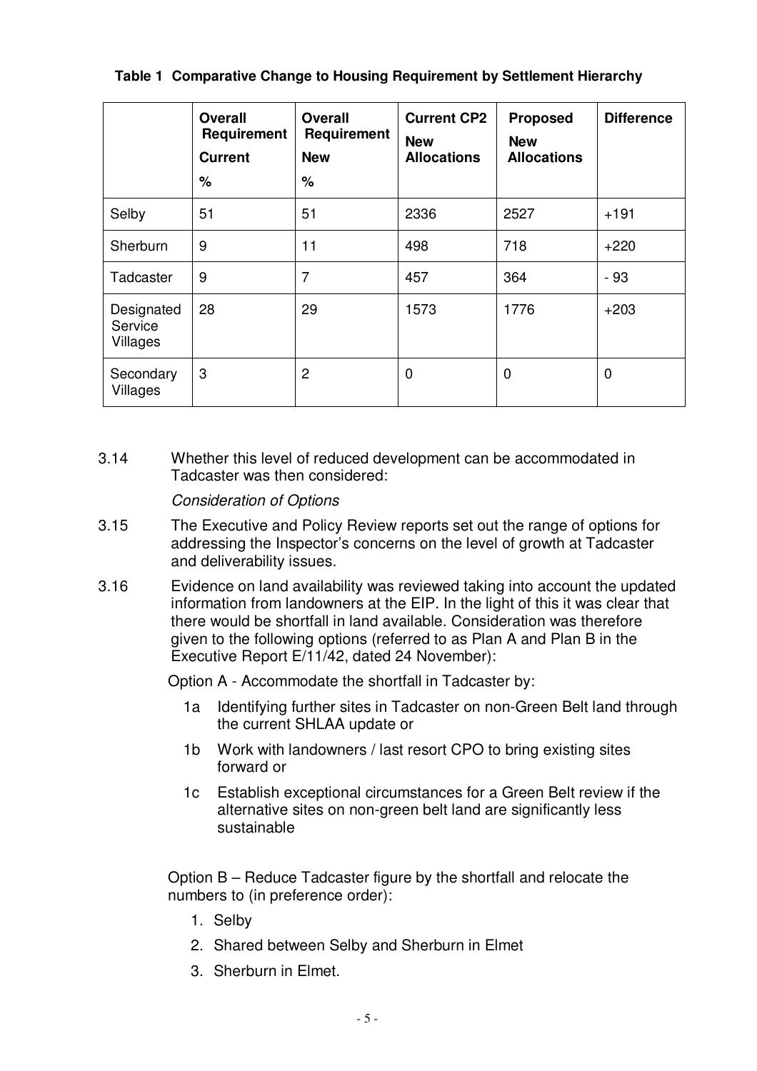**Table 1 Comparative Change to Housing Requirement by Settlement Hierarchy**

| | Overall Requirement Current % | Overall Requirement New % | Current CP2 New Allocations | Proposed New Allocations | Difference |
|---|---|---|---|---|---|
| Selby | 51 | 51 | 2336 | 2527 | +191 |
| Sherburn | 9 | 11 | 498 | 718 | +220 |
| Tadcaster | 9 | 7 | 457 | 364 | - 93 |
| Designated Service Villages | 28 | 29 | 1573 | 1776 | +203 |
| Secondary Villages | 3 | 2 | 0 | 0 | 0 |

3.14 Whether this level of reduced development can be accommodated in Tadcaster was then considered:

*Consideration of Options*

3.15 The Executive and Policy Review reports set out the range of options for addressing the Inspector's concerns on the level of growth at Tadcaster and deliverability issues.

3.16 Evidence on land availability was reviewed taking into account the updated information from landowners at the EIP. In the light of this it was clear that there would be shortfall in land available. Consideration was therefore given to the following options (referred to as Plan A and Plan B in the Executive Report E/11/42, dated 24 November):

Option A - Accommodate the shortfall in Tadcaster by:

- 1a Identifying further sites in Tadcaster on non-Green Belt land through the current SHLAA update or
- 1b Work with landowners / last resort CPO to bring existing sites forward or
- 1c Establish exceptional circumstances for a Green Belt review if the alternative sites on non-green belt land are significantly less sustainable

Option B – Reduce Tadcaster figure by the shortfall and relocate the numbers to (in preference order):

1. Selby
2. Shared between Selby and Sherburn in Elmet
3. Sherburn in Elmet.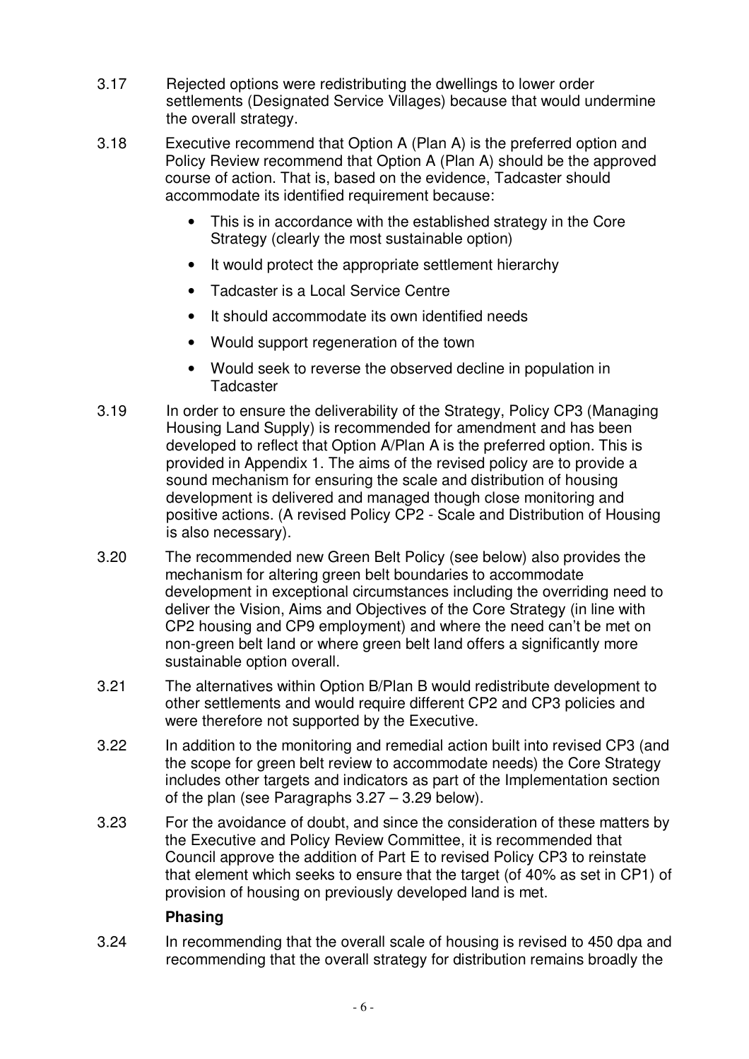3.17 Rejected options were redistributing the dwellings to lower order settlements (Designated Service Villages) because that would undermine the overall strategy.

3.18 Executive recommend that Option A (Plan A) is the preferred option and Policy Review recommend that Option A (Plan A) should be the approved course of action. That is, based on the evidence, Tadcaster should accommodate its identified requirement because:

- This is in accordance with the established strategy in the Core Strategy (clearly the most sustainable option)
- It would protect the appropriate settlement hierarchy
- Tadcaster is a Local Service Centre
- It should accommodate its own identified needs
- Would support regeneration of the town
- Would seek to reverse the observed decline in population in Tadcaster

3.19 In order to ensure the deliverability of the Strategy, Policy CP3 (Managing Housing Land Supply) is recommended for amendment and has been developed to reflect that Option A/Plan A is the preferred option. This is provided in Appendix 1. The aims of the revised policy are to provide a sound mechanism for ensuring the scale and distribution of housing development is delivered and managed though close monitoring and positive actions. (A revised Policy CP2 - Scale and Distribution of Housing is also necessary).

3.20 The recommended new Green Belt Policy (see below) also provides the mechanism for altering green belt boundaries to accommodate development in exceptional circumstances including the overriding need to deliver the Vision, Aims and Objectives of the Core Strategy (in line with CP2 housing and CP9 employment) and where the need can't be met on non-green belt land or where green belt land offers a significantly more sustainable option overall.

3.21 The alternatives within Option B/Plan B would redistribute development to other settlements and would require different CP2 and CP3 policies and were therefore not supported by the Executive.

3.22 In addition to the monitoring and remedial action built into revised CP3 (and the scope for green belt review to accommodate needs) the Core Strategy includes other targets and indicators as part of the Implementation section of the plan (see Paragraphs 3.27 – 3.29 below).

3.23 For the avoidance of doubt, and since the consideration of these matters by the Executive and Policy Review Committee, it is recommended that Council approve the addition of Part E to revised Policy CP3 to reinstate that element which seeks to ensure that the target (of 40% as set in CP1) of provision of housing on previously developed land is met.

**Phasing**

3.24 In recommending that the overall scale of housing is revised to 450 dpa and recommending that the overall strategy for distribution remains broadly the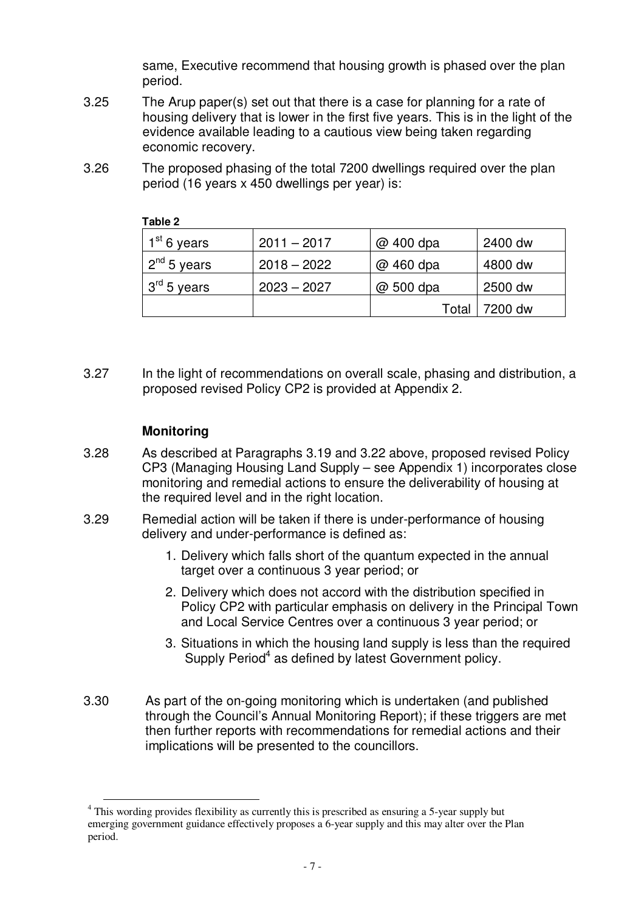same, Executive recommend that housing growth is phased over the plan period.

3.25 The Arup paper(s) set out that there is a case for planning for a rate of housing delivery that is lower in the first five years. This is in the light of the evidence available leading to a cautious view being taken regarding economic recovery.

3.26 The proposed phasing of the total 7200 dwellings required over the plan period (16 years x 450 dwellings per year) is:

**Table 2**

| 1st 6 years | 2011 – 2017 | @ 400 dpa | 2400 dw |
|---|---|---|---|
| 2nd 5 years | 2018 – 2022 | @ 460 dpa | 4800 dw |
| 3rd 5 years | 2023 – 2027 | @ 500 dpa | 2500 dw |
| | | Total | 7200 dw |

3.27 In the light of recommendations on overall scale, phasing and distribution, a proposed revised Policy CP2 is provided at Appendix 2.

### Monitoring

3.28 As described at Paragraphs 3.19 and 3.22 above, proposed revised Policy CP3 (Managing Housing Land Supply – see Appendix 1) incorporates close monitoring and remedial actions to ensure the deliverability of housing at the required level and in the right location.

3.29 Remedial action will be taken if there is under-performance of housing delivery and under-performance is defined as:

1. Delivery which falls short of the quantum expected in the annual target over a continuous 3 year period; or
2. Delivery which does not accord with the distribution specified in Policy CP2 with particular emphasis on delivery in the Principal Town and Local Service Centres over a continuous 3 year period; or
3. Situations in which the housing land supply is less than the required Supply Period[4] as defined by latest Government policy.

3.30 As part of the on-going monitoring which is undertaken (and published through the Council's Annual Monitoring Report); if these triggers are met then further reports with recommendations for remedial actions and their implications will be presented to the councillors.

[4] This wording provides flexibility as currently this is prescribed as ensuring a 5-year supply but emerging government guidance effectively proposes a 6-year supply and this may alter over the Plan period.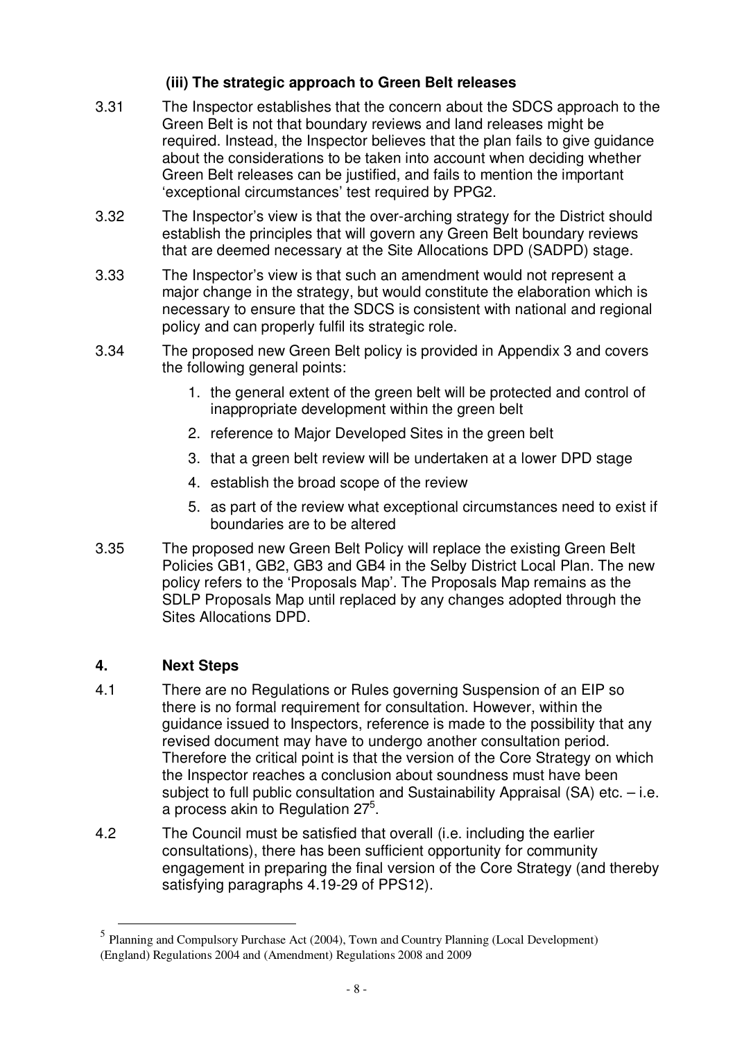### (iii) The strategic approach to Green Belt releases

3.31 The Inspector establishes that the concern about the SDCS approach to the Green Belt is not that boundary reviews and land releases might be required. Instead, the Inspector believes that the plan fails to give guidance about the considerations to be taken into account when deciding whether Green Belt releases can be justified, and fails to mention the important 'exceptional circumstances' test required by PPG2.

3.32 The Inspector's view is that the over-arching strategy for the District should establish the principles that will govern any Green Belt boundary reviews that are deemed necessary at the Site Allocations DPD (SADPD) stage.

3.33 The Inspector's view is that such an amendment would not represent a major change in the strategy, but would constitute the elaboration which is necessary to ensure that the SDCS is consistent with national and regional policy and can properly fulfil its strategic role.

3.34 The proposed new Green Belt policy is provided in Appendix 3 and covers the following general points:

1. the general extent of the green belt will be protected and control of inappropriate development within the green belt
2. reference to Major Developed Sites in the green belt
3. that a green belt review will be undertaken at a lower DPD stage
4. establish the broad scope of the review
5. as part of the review what exceptional circumstances need to exist if boundaries are to be altered

3.35 The proposed new Green Belt Policy will replace the existing Green Belt Policies GB1, GB2, GB3 and GB4 in the Selby District Local Plan. The new policy refers to the 'Proposals Map'. The Proposals Map remains as the SDLP Proposals Map until replaced by any changes adopted through the Sites Allocations DPD.

## 4. Next Steps

4.1 There are no Regulations or Rules governing Suspension of an EIP so there is no formal requirement for consultation. However, within the guidance issued to Inspectors, reference is made to the possibility that any revised document may have to undergo another consultation period. Therefore the critical point is that the version of the Core Strategy on which the Inspector reaches a conclusion about soundness must have been subject to full public consultation and Sustainability Appraisal (SA) etc. – i.e. a process akin to Regulation 27[5].

4.2 The Council must be satisfied that overall (i.e. including the earlier consultations), there has been sufficient opportunity for community engagement in preparing the final version of the Core Strategy (and thereby satisfying paragraphs 4.19-29 of PPS12).

---

[5] Planning and Compulsory Purchase Act (2004), Town and Country Planning (Local Development) (England) Regulations 2004 and (Amendment) Regulations 2008 and 2009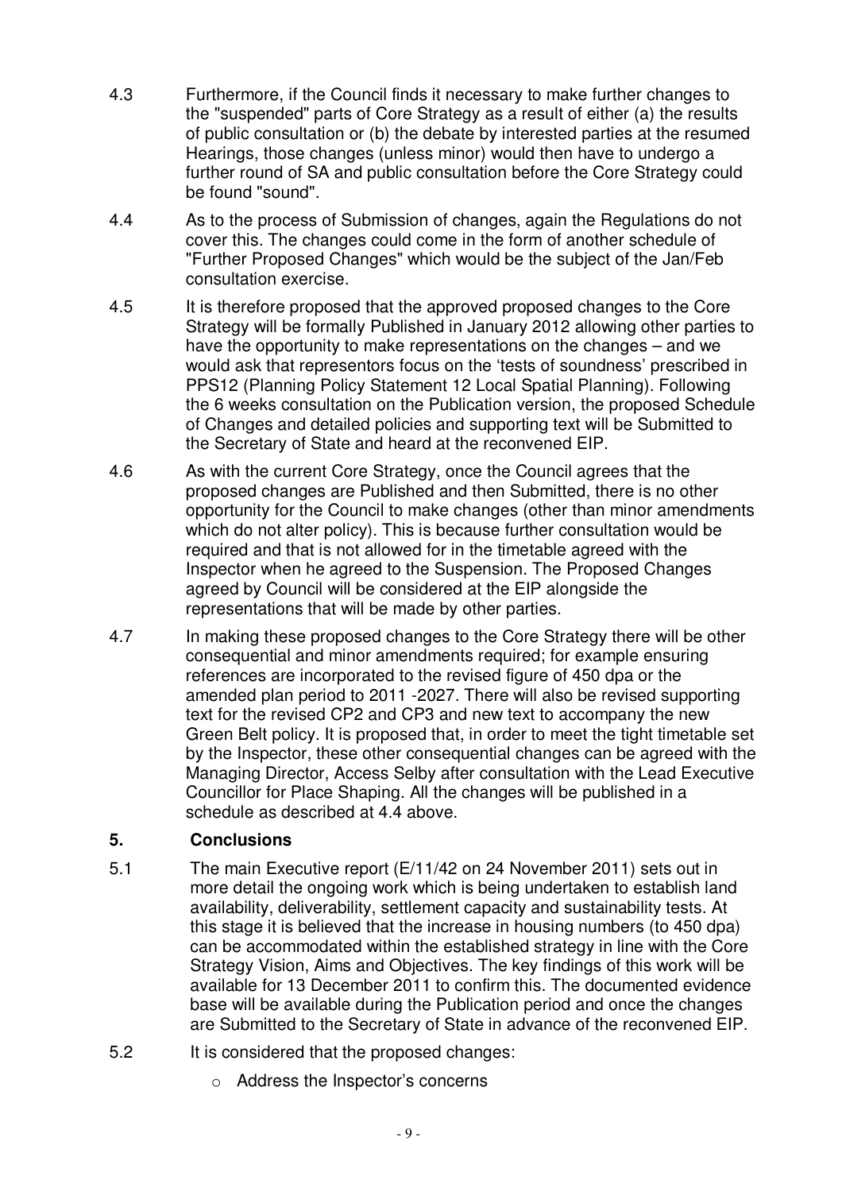4.3 Furthermore, if the Council finds it necessary to make further changes to the "suspended" parts of Core Strategy as a result of either (a) the results of public consultation or (b) the debate by interested parties at the resumed Hearings, those changes (unless minor) would then have to undergo a further round of SA and public consultation before the Core Strategy could be found "sound".

4.4 As to the process of Submission of changes, again the Regulations do not cover this. The changes could come in the form of another schedule of "Further Proposed Changes" which would be the subject of the Jan/Feb consultation exercise.

4.5 It is therefore proposed that the approved proposed changes to the Core Strategy will be formally Published in January 2012 allowing other parties to have the opportunity to make representations on the changes – and we would ask that representors focus on the 'tests of soundness' prescribed in PPS12 (Planning Policy Statement 12 Local Spatial Planning). Following the 6 weeks consultation on the Publication version, the proposed Schedule of Changes and detailed policies and supporting text will be Submitted to the Secretary of State and heard at the reconvened EIP.

4.6 As with the current Core Strategy, once the Council agrees that the proposed changes are Published and then Submitted, there is no other opportunity for the Council to make changes (other than minor amendments which do not alter policy). This is because further consultation would be required and that is not allowed for in the timetable agreed with the Inspector when he agreed to the Suspension. The Proposed Changes agreed by Council will be considered at the EIP alongside the representations that will be made by other parties.

4.7 In making these proposed changes to the Core Strategy there will be other consequential and minor amendments required; for example ensuring references are incorporated to the revised figure of 450 dpa or the amended plan period to 2011 -2027. There will also be revised supporting text for the revised CP2 and CP3 and new text to accompany the new Green Belt policy. It is proposed that, in order to meet the tight timetable set by the Inspector, these other consequential changes can be agreed with the Managing Director, Access Selby after consultation with the Lead Executive Councillor for Place Shaping. All the changes will be published in a schedule as described at 4.4 above.

## 5. Conclusions

5.1 The main Executive report (E/11/42 on 24 November 2011) sets out in more detail the ongoing work which is being undertaken to establish land availability, deliverability, settlement capacity and sustainability tests. At this stage it is believed that the increase in housing numbers (to 450 dpa) can be accommodated within the established strategy in line with the Core Strategy Vision, Aims and Objectives. The key findings of this work will be available for 13 December 2011 to confirm this. The documented evidence base will be available during the Publication period and once the changes are Submitted to the Secretary of State in advance of the reconvened EIP.

5.2 It is considered that the proposed changes:

- Address the Inspector's concerns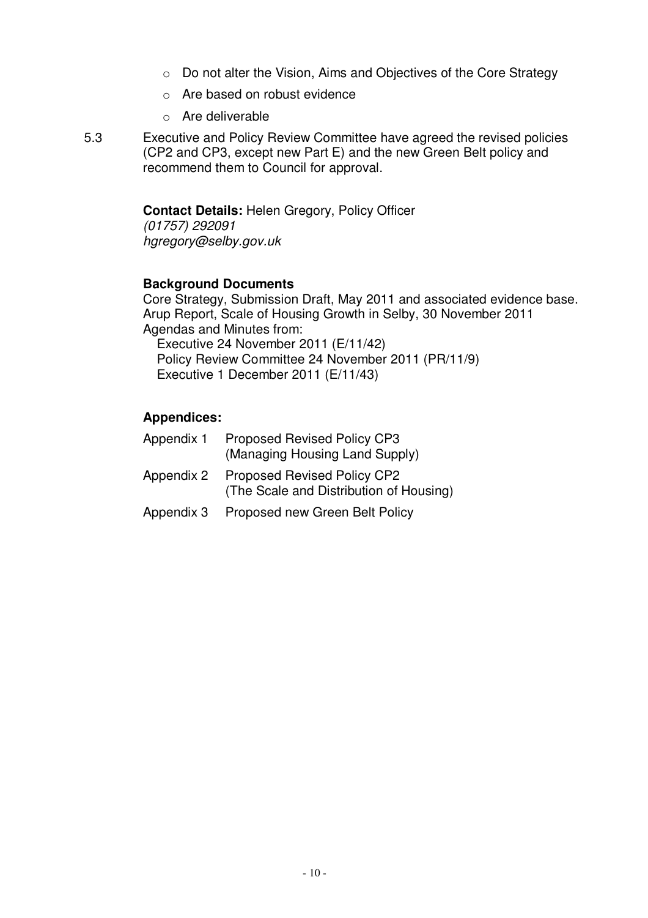- Do not alter the Vision, Aims and Objectives of the Core Strategy
- Are based on robust evidence
- Are deliverable

5.3 Executive and Policy Review Committee have agreed the revised policies (CP2 and CP3, except new Part E) and the new Green Belt policy and recommend them to Council for approval.

**Contact Details:** Helen Gregory, Policy Officer
*(01757) 292091*
*hgregory@selby.gov.uk*

**Background Documents**

Core Strategy, Submission Draft, May 2011 and associated evidence base.
Arup Report, Scale of Housing Growth in Selby, 30 November 2011
Agendas and Minutes from:
 Executive 24 November 2011 (E/11/42)
 Policy Review Committee 24 November 2011 (PR/11/9)
 Executive 1 December 2011 (E/11/43)

**Appendices:**

Appendix 1 Proposed Revised Policy CP3 (Managing Housing Land Supply)

Appendix 2 Proposed Revised Policy CP2 (The Scale and Distribution of Housing)

Appendix 3 Proposed new Green Belt Policy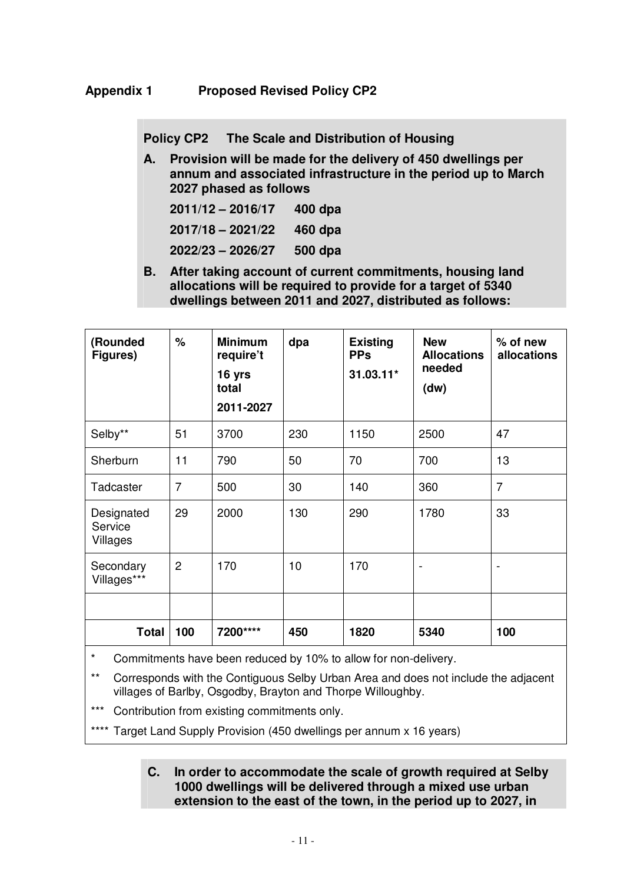## Appendix 1 Proposed Revised Policy CP2

**Policy CP2 The Scale and Distribution of Housing**

**A. Provision will be made for the delivery of 450 dwellings per annum and associated infrastructure in the period up to March 2027 phased as follows**

**2011/12 – 2016/17 400 dpa**

**2017/18 – 2021/22 460 dpa**

**2022/23 – 2026/27 500 dpa**

**B. After taking account of current commitments, housing land allocations will be required to provide for a target of 5340 dwellings between 2011 and 2027, distributed as follows:**

| (Rounded Figures) | % | Minimum require't 16 yrs total 2011-2027 | dpa | Existing PPs 31.03.11* | New Allocations needed (dw) | % of new allocations |
|---|---|---|---|---|---|---|
| Selby** | 51 | 3700 | 230 | 1150 | 2500 | 47 |
| Sherburn | 11 | 790 | 50 | 70 | 700 | 13 |
| Tadcaster | 7 | 500 | 30 | 140 | 360 | 7 |
| Designated Service Villages | 29 | 2000 | 130 | 290 | 1780 | 33 |
| Secondary Villages*** | 2 | 170 | 10 | 170 | - | - |
| | | | | | | |
| **Total** | **100** | **7200******** | **450** | **1820** | **5340** | **100** |

\* Commitments have been reduced by 10% to allow for non-delivery.

** Corresponds with the Contiguous Selby Urban Area and does not include the adjacent villages of Barlby, Osgodby, Brayton and Thorpe Willoughby.

*** Contribution from existing commitments only.

**** Target Land Supply Provision (450 dwellings per annum x 16 years)

**C. In order to accommodate the scale of growth required at Selby 1000 dwellings will be delivered through a mixed use urban extension to the east of the town, in the period up to 2027, in**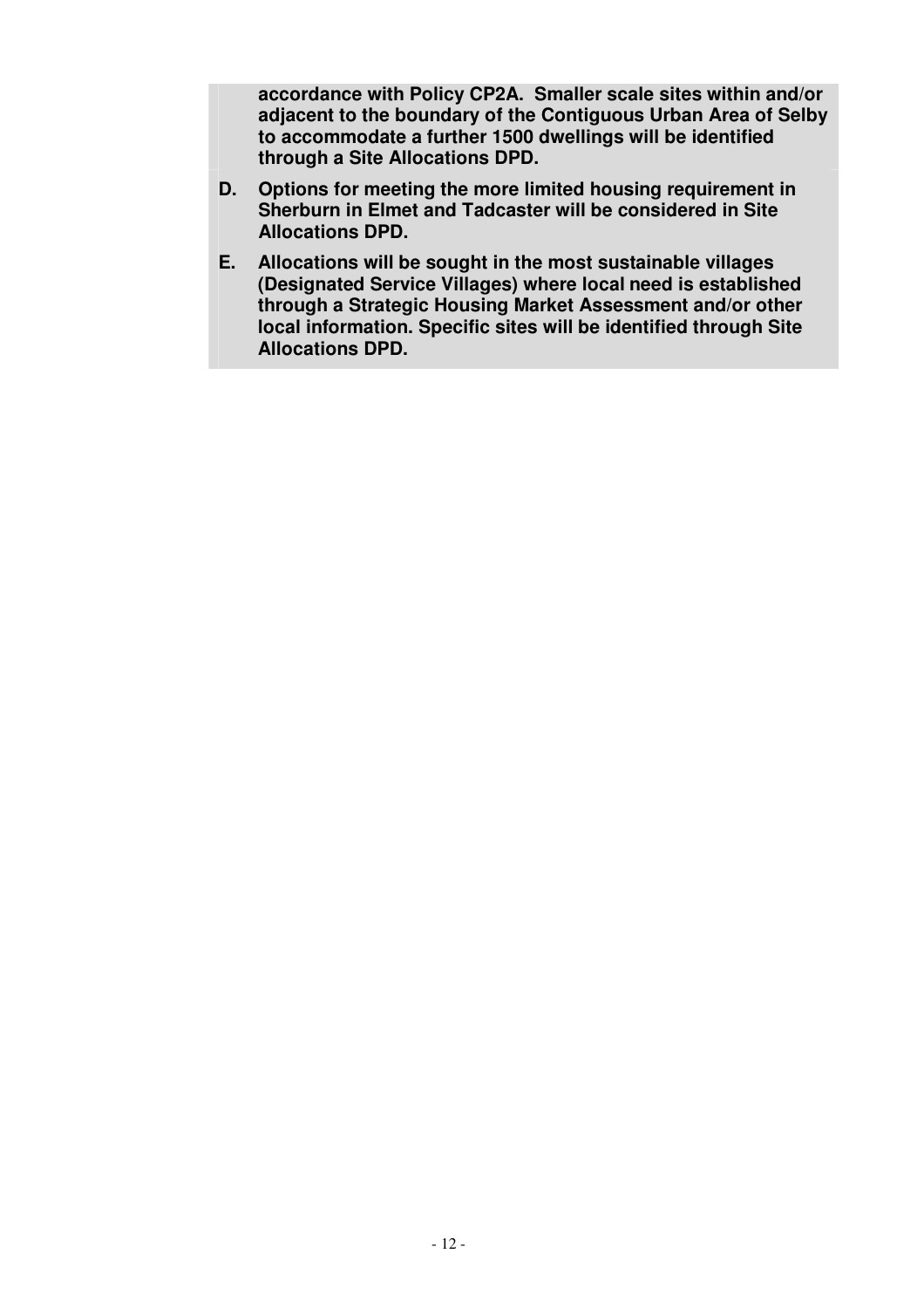**accordance with Policy CP2A. Smaller scale sites within and/or adjacent to the boundary of the Contiguous Urban Area of Selby to accommodate a further 1500 dwellings will be identified through a Site Allocations DPD.**

**D. Options for meeting the more limited housing requirement in Sherburn in Elmet and Tadcaster will be considered in Site Allocations DPD.**

**E. Allocations will be sought in the most sustainable villages (Designated Service Villages) where local need is established through a Strategic Housing Market Assessment and/or other local information. Specific sites will be identified through Site Allocations DPD.**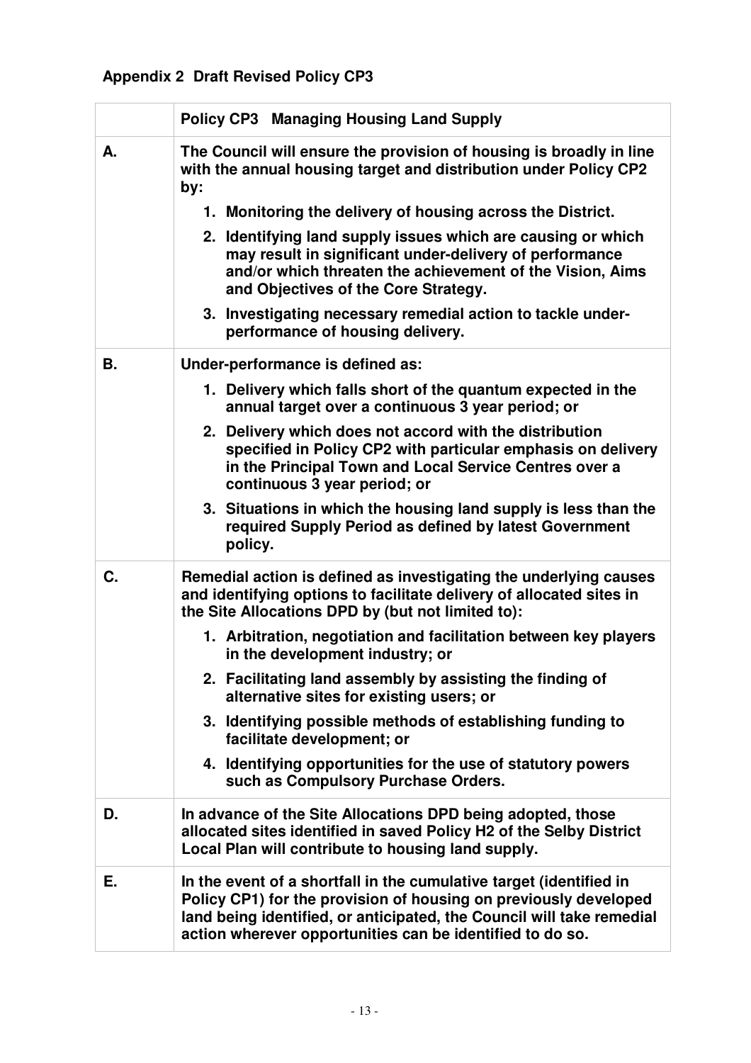## Appendix 2 Draft Revised Policy CP3

| | **Policy CP3 Managing Housing Land Supply** |
|---|---|
| **A.** | **The Council will ensure the provision of housing is broadly in line with the annual housing target and distribution under Policy CP2 by:**<br>**1. Monitoring the delivery of housing across the District.**<br>**2. Identifying land supply issues which are causing or which may result in significant under-delivery of performance and/or which threaten the achievement of the Vision, Aims and Objectives of the Core Strategy.**<br>**3. Investigating necessary remedial action to tackle under-performance of housing delivery.** |
| **B.** | **Under-performance is defined as:**<br>**1. Delivery which falls short of the quantum expected in the annual target over a continuous 3 year period; or**<br>**2. Delivery which does not accord with the distribution specified in Policy CP2 with particular emphasis on delivery in the Principal Town and Local Service Centres over a continuous 3 year period; or**<br>**3. Situations in which the housing land supply is less than the required Supply Period as defined by latest Government policy.** |
| **C.** | **Remedial action is defined as investigating the underlying causes and identifying options to facilitate delivery of allocated sites in the Site Allocations DPD by (but not limited to):**<br>**1. Arbitration, negotiation and facilitation between key players in the development industry; or**<br>**2. Facilitating land assembly by assisting the finding of alternative sites for existing users; or**<br>**3. Identifying possible methods of establishing funding to facilitate development; or**<br>**4. Identifying opportunities for the use of statutory powers such as Compulsory Purchase Orders.** |
| **D.** | **In advance of the Site Allocations DPD being adopted, those allocated sites identified in saved Policy H2 of the Selby District Local Plan will contribute to housing land supply.** |
| **E.** | **In the event of a shortfall in the cumulative target (identified in Policy CP1) for the provision of housing on previously developed land being identified, or anticipated, the Council will take remedial action wherever opportunities can be identified to do so.** |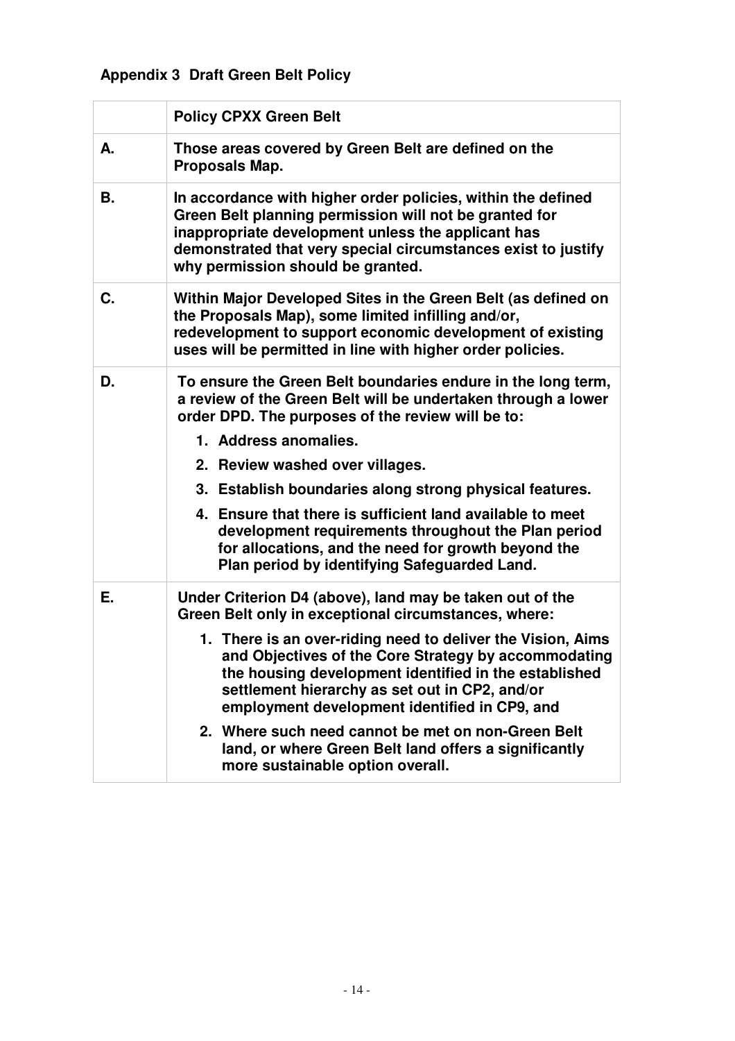## Appendix 3 Draft Green Belt Policy

| | Policy CPXX Green Belt |
|---|---|
| A. | Those areas covered by Green Belt are defined on the Proposals Map. |
| B. | In accordance with higher order policies, within the defined Green Belt planning permission will not be granted for inappropriate development unless the applicant has demonstrated that very special circumstances exist to justify why permission should be granted. |
| C. | Within Major Developed Sites in the Green Belt (as defined on the Proposals Map), some limited infilling and/or, redevelopment to support economic development of existing uses will be permitted in line with higher order policies. |
| D. | To ensure the Green Belt boundaries endure in the long term, a review of the Green Belt will be undertaken through a lower order DPD. The purposes of the review will be to: <br> 1. Address anomalies. <br> 2. Review washed over villages. <br> 3. Establish boundaries along strong physical features. <br> 4. Ensure that there is sufficient land available to meet development requirements throughout the Plan period for allocations, and the need for growth beyond the Plan period by identifying Safeguarded Land. |
| E. | Under Criterion D4 (above), land may be taken out of the Green Belt only in exceptional circumstances, where: <br> 1. There is an over-riding need to deliver the Vision, Aims and Objectives of the Core Strategy by accommodating the housing development identified in the established settlement hierarchy as set out in CP2, and/or employment development identified in CP9, and <br> 2. Where such need cannot be met on non-Green Belt land, or where Green Belt land offers a significantly more sustainable option overall. |